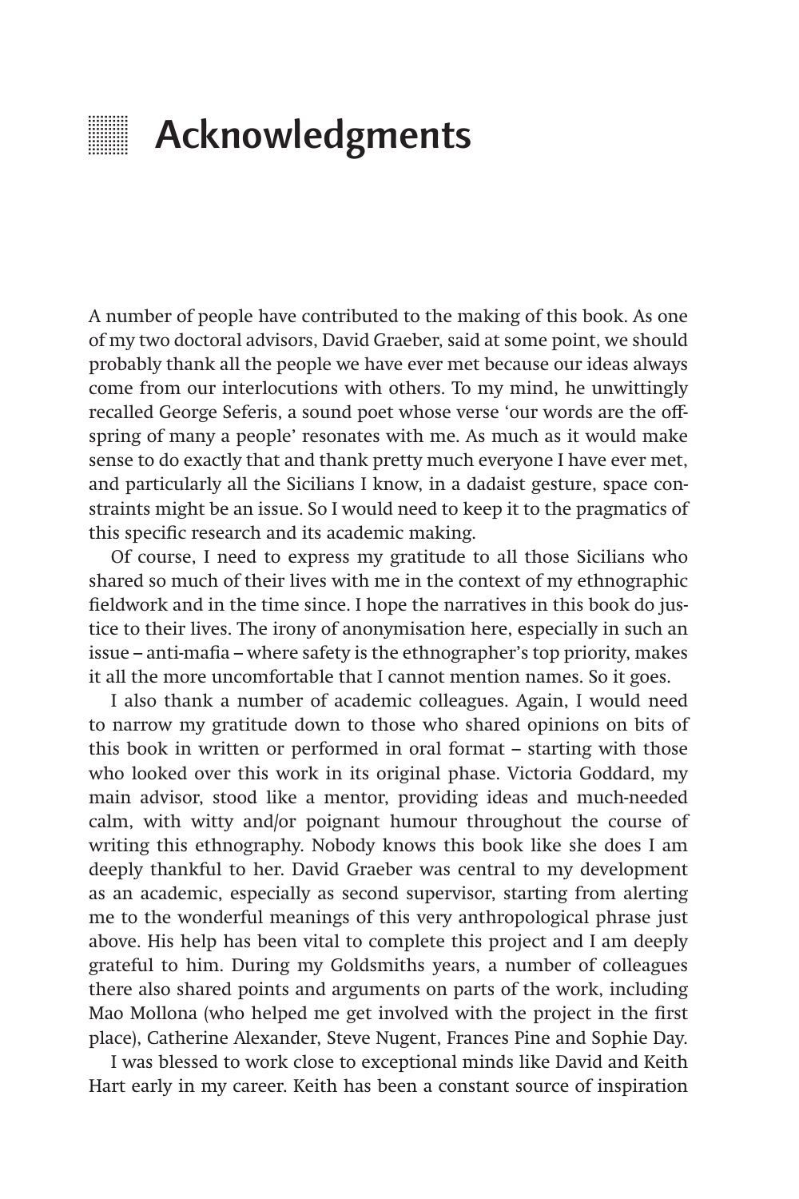# Acknowledgments

A number of people have contributed to the making of this book. As one of my two doctoral advisors, David Graeber, said at some point, we should probably thank all the people we have ever met because our ideas always come from our interlocutions with others. To my mind, he unwittingly recalled George Seferis, a sound poet whose verse 'our words are the offspring of many a people' resonates with me. As much as it would make sense to do exactly that and thank pretty much everyone I have ever met, and particularly all the Sicilians I know, in a dadaist gesture, space constraints might be an issue. So I would need to keep it to the pragmatics of this specific research and its academic making.

Of course, I need to express my gratitude to all those Sicilians who shared so much of their lives with me in the context of my ethnographic fieldwork and in the time since. I hope the narratives in this book do justice to their lives. The irony of anonymisation here, especially in such an issue – anti-mafia – where safety is the ethnographer's top priority, makes it all the more uncomfortable that I cannot mention names. So it goes.

I also thank a number of academic colleagues. Again, I would need to narrow my gratitude down to those who shared opinions on bits of this book in written or performed in oral format – starting with those who looked over this work in its original phase. Victoria Goddard, my main advisor, stood like a mentor, providing ideas and much-needed calm, with witty and/or poignant humour throughout the course of writing this ethnography. Nobody knows this book like she does I am deeply thankful to her. David Graeber was central to my development as an academic, especially as second supervisor, starting from alerting me to the wonderful meanings of this very anthropological phrase just above. His help has been vital to complete this project and I am deeply grateful to him. During my Goldsmiths years, a number of colleagues there also shared points and arguments on parts of the work, including Mao Mollona (who helped me get involved with the project in the first place), Catherine Alexander, Steve Nugent, Frances Pine and Sophie Day.

I was blessed to work close to exceptional minds like David and Keith Hart early in my career. Keith has been a constant source of inspiration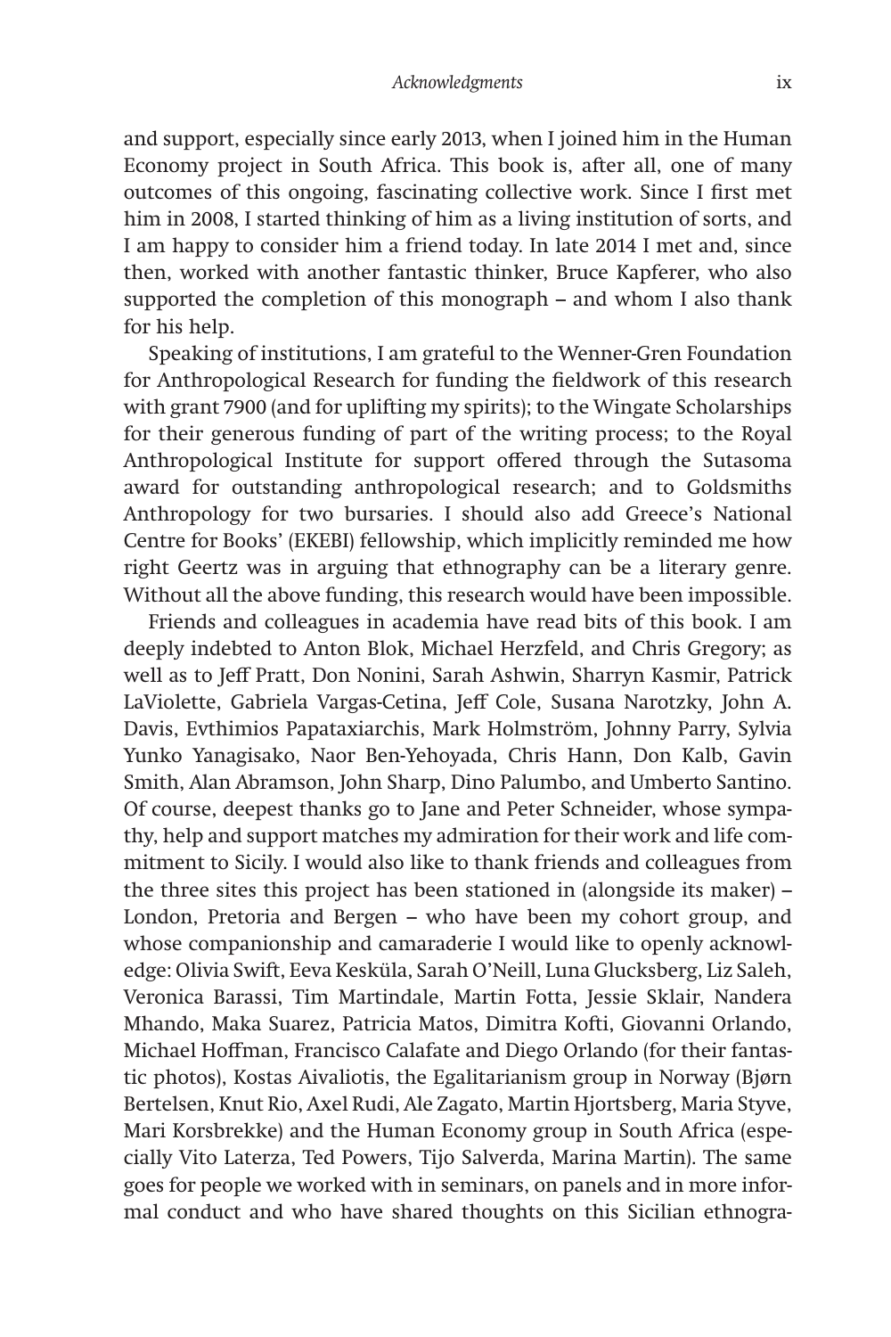and support, especially since early 2013, when I joined him in the Human Economy project in South Africa. This book is, after all, one of many outcomes of this ongoing, fascinating collective work. Since I first met him in 2008, I started thinking of him as a living institution of sorts, and I am happy to consider him a friend today. In late 2014 I met and, since then, worked with another fantastic thinker, Bruce Kapferer, who also supported the completion of this monograph – and whom I also thank for his help.

Speaking of institutions, I am grateful to the Wenner-Gren Foundation for Anthropological Research for funding the fieldwork of this research with grant 7900 (and for uplifting my spirits); to the Wingate Scholarships for their generous funding of part of the writing process; to the Royal Anthropological Institute for support offered through the Sutasoma award for outstanding anthropological research; and to Goldsmiths Anthropology for two bursaries. I should also add Greece's National Centre for Books' (EKEBI) fellowship, which implicitly reminded me how right Geertz was in arguing that ethnography can be a literary genre. Without all the above funding, this research would have been impossible.

Friends and colleagues in academia have read bits of this book. I am deeply indebted to Anton Blok, Michael Herzfeld, and Chris Gregory; as well as to Jeff Pratt, Don Nonini, Sarah Ashwin, Sharryn Kasmir, Patrick LaViolette, Gabriela Vargas-Cetina, Jeff Cole, Susana Narotzky, John A. Davis, Evthimios Papataxiarchis, Mark Holmström, Johnny Parry, Sylvia Yunko Yanagisako, Naor Ben-Yehoyada, Chris Hann, Don Kalb, Gavin Smith, Alan Abramson, John Sharp, Dino Palumbo, and Umberto Santino. Of course, deepest thanks go to Jane and Peter Schneider, whose sympathy, help and support matches my admiration for their work and life commitment to Sicily. I would also like to thank friends and colleagues from the three sites this project has been stationed in (alongside its maker) – London, Pretoria and Bergen – who have been my cohort group, and whose companionship and camaraderie I would like to openly acknowledge: Olivia Swift, Eeva Kesküla, Sarah O'Neill, Luna Glucksberg, Liz Saleh, Veronica Barassi, Tim Martindale, Martin Fotta, Jessie Sklair, Nandera Mhando, Maka Suarez, Patricia Matos, Dimitra Kofti, Giovanni Orlando, Michael Hoffman, Francisco Calafate and Diego Orlando (for their fantastic photos), Kostas Aivaliotis, the Egalitarianism group in Norway (Bjørn Bertelsen, Knut Rio, Axel Rudi, Ale Zagato, Martin Hjortsberg, Maria Styve, Mari Korsbrekke) and the Human Economy group in South Africa (especially Vito Laterza, Ted Powers, Tijo Salverda, Marina Martin). The same goes for people we worked with in seminars, on panels and in more informal conduct and who have shared thoughts on this Sicilian ethnogra-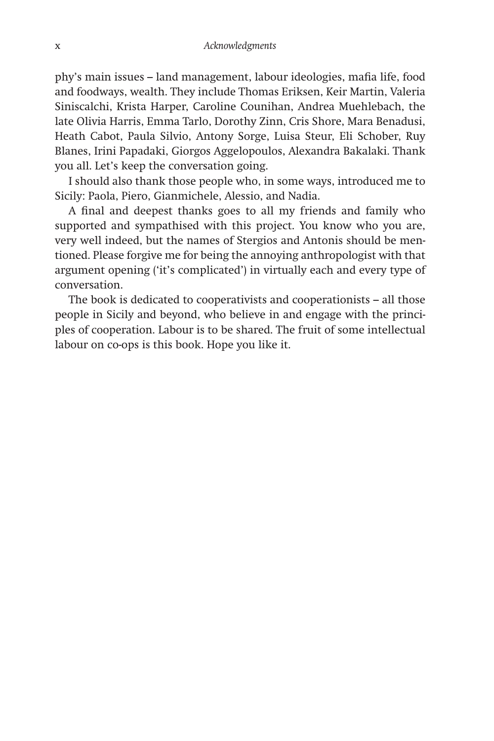phy's main issues – land management, labour ideologies, mafia life, food and foodways, wealth. They include Thomas Eriksen, Keir Martin, Valeria Siniscalchi, Krista Harper, Caroline Counihan, Andrea Muehlebach, the late Olivia Harris, Emma Tarlo, Dorothy Zinn, Cris Shore, Mara Benadusi, Heath Cabot, Paula Silvio, Antony Sorge, Luisa Steur, Eli Schober, Ruy Blanes, Irini Papadaki, Giorgos Aggelopoulos, Alexandra Bakalaki. Thank you all. Let's keep the conversation going.

I should also thank those people who, in some ways, introduced me to Sicily: Paola, Piero, Gianmichele, Alessio, and Nadia.

A final and deepest thanks goes to all my friends and family who supported and sympathised with this project. You know who you are, very well indeed, but the names of Stergios and Antonis should be mentioned. Please forgive me for being the annoying anthropologist with that argument opening ('it's complicated') in virtually each and every type of conversation.

The book is dedicated to cooperativists and cooperationists – all those people in Sicily and beyond, who believe in and engage with the principles of cooperation. Labour is to be shared. The fruit of some intellectual labour on co-ops is this book. Hope you like it.